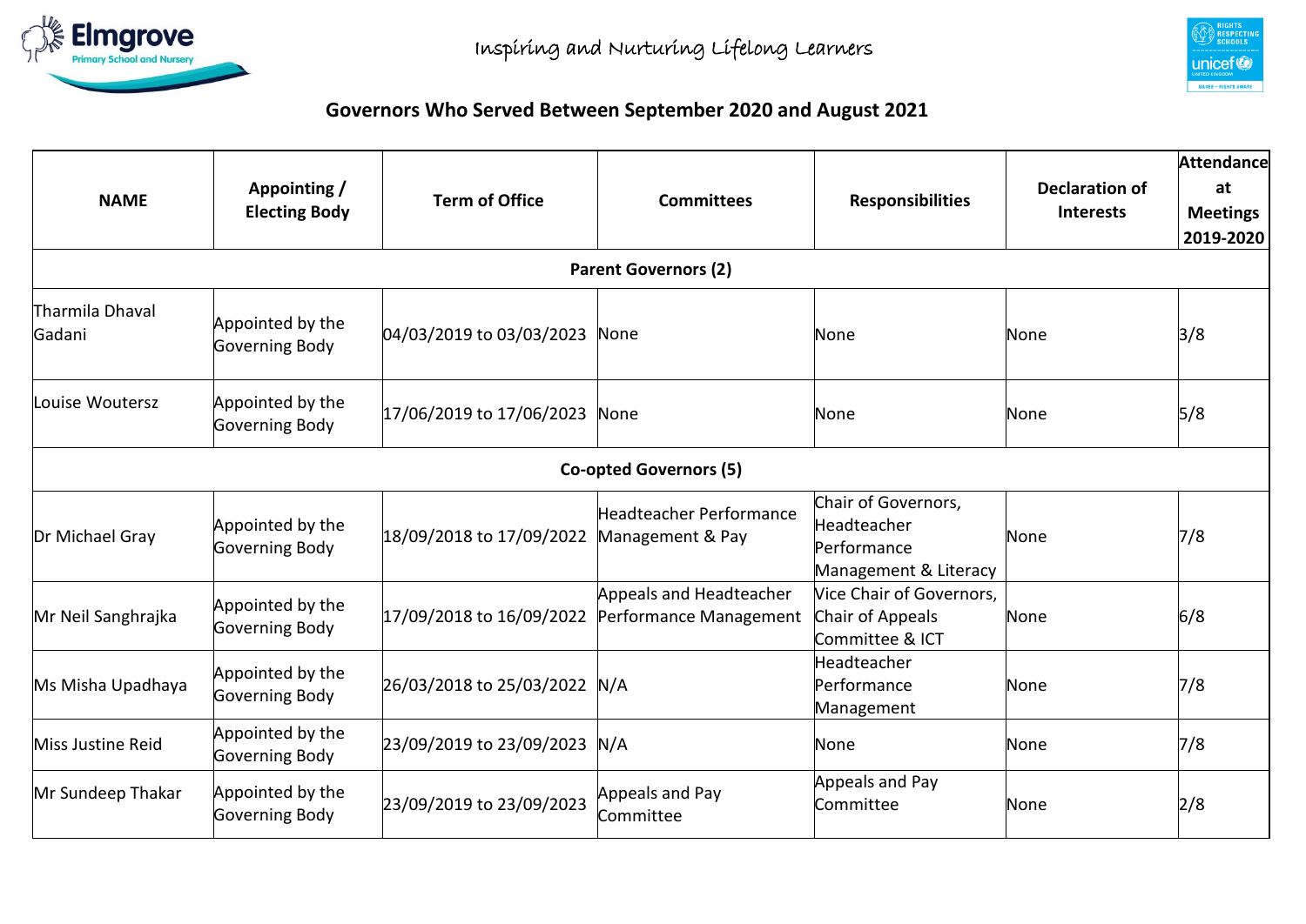Elmgrove Primary School and Nursery

Inspiring and Nurturing Lifelong Learners

## Governors Who Served Between September 2020 and August 2021

| NAME | Appointing / Electing Body | Term of Office | Committees | Responsibilities | Declaration of Interests | Attendance at Meetings 2019-2020 |
|---|---|---|---|---|---|---|
| **Parent Governors (2)** | | | | | | |
| Tharmila Dhaval Gadani | Appointed by the Governing Body | 04/03/2019 to 03/03/2023 | None | None | None | 3/8 |
| Louise Woutersz | Appointed by the Governing Body | 17/06/2019 to 17/06/2023 | None | None | None | 5/8 |
| **Co-opted Governors (5)** | | | | | | |
| Dr Michael Gray | Appointed by the Governing Body | 18/09/2018 to 17/09/2022 | Headteacher Performance Management & Pay | Chair of Governors, Headteacher Performance Management & Literacy | None | 7/8 |
| Mr Neil Sanghrajka | Appointed by the Governing Body | 17/09/2018 to 16/09/2022 | Appeals and Headteacher Performance Management | Vice Chair of Governors, Chair of Appeals Committee & ICT | None | 6/8 |
| Ms Misha Upadhaya | Appointed by the Governing Body | 26/03/2018 to 25/03/2022 | N/A | Headteacher Performance Management | None | 7/8 |
| Miss Justine Reid | Appointed by the Governing Body | 23/09/2019 to 23/09/2023 | N/A | None | None | 7/8 |
| Mr Sundeep Thakar | Appointed by the Governing Body | 23/09/2019 to 23/09/2023 | Appeals and Pay Committee | Appeals and Pay Committee | None | 2/8 |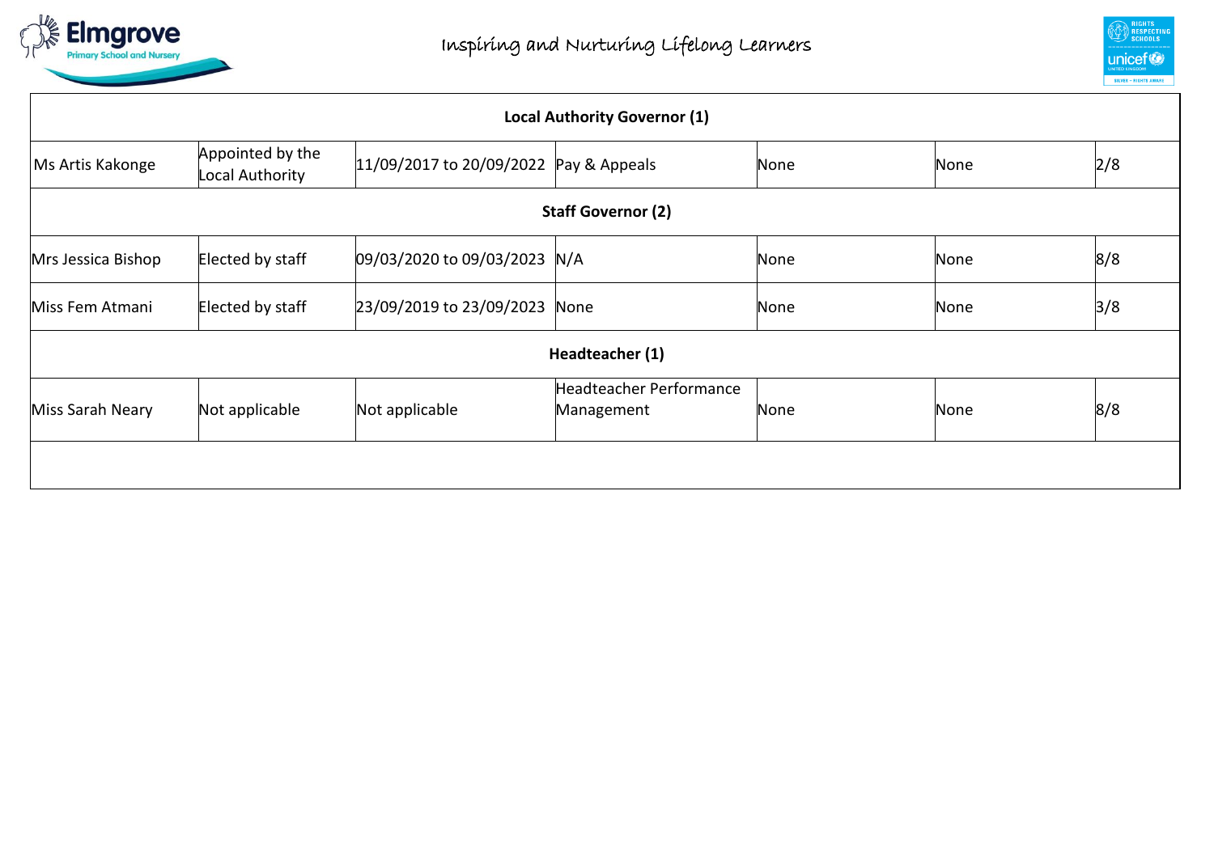| | | | | | | |
|---|---|---|---|---|---|---|
| **Local Authority Governor (1)** | | | | | | |
| Ms Artis Kakonge | Appointed by the Local Authority | 11/09/2017 to 20/09/2022 | Pay & Appeals | None | None | 2/8 |
| **Staff Governor (2)** | | | | | | |
| Mrs Jessica Bishop | Elected by staff | 09/03/2020 to 09/03/2023 | N/A | None | None | 8/8 |
| Miss Fem Atmani | Elected by staff | 23/09/2019 to 23/09/2023 | None | None | None | 3/8 |
| **Headteacher (1)** | | | | | | |
| Miss Sarah Neary | Not applicable | Not applicable | Headteacher Performance Management | None | None | 8/8 |
| | | | | | | |